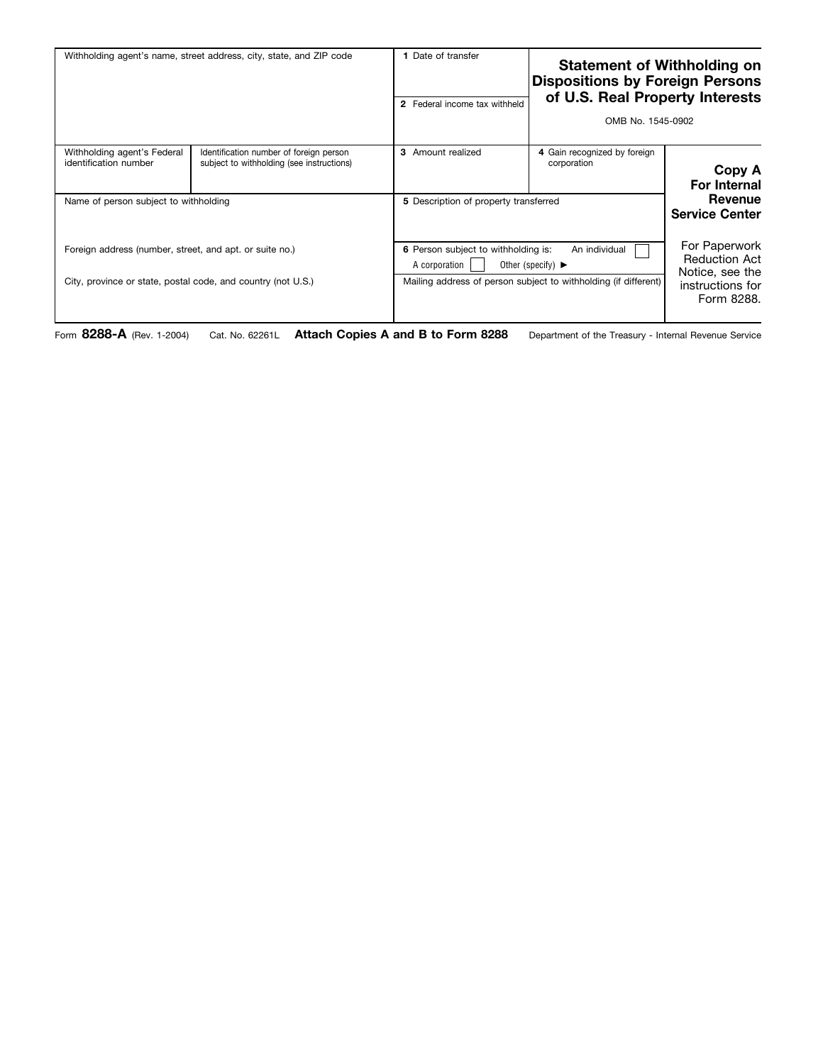## Statement of Withholding on Dispositions by Foreign Persons of U.S. Real Property Interests

OMB No. 1545-0902

| Withholding agent's name, street address, city, state, and ZIP code | | 1 Date of transfer | |
|---|---|---|---|
| | | 2 Federal income tax withheld | |
| Withholding agent's Federal identification number | Identification number of foreign person subject to withholding (see instructions) | 3 Amount realized | 4 Gain recognized by foreign corporation |
| Name of person subject to withholding | | 5 Description of property transferred | |
| Foreign address (number, street, and apt. or suite no.) | | 6 Person subject to withholding is: An individual ☐ A corporation ☐ Other (specify) ► | |
| City, province or state, postal code, and country (not U.S.) | | Mailing address of person subject to withholding (if different) | |

**Copy A For Internal Revenue Service Center**

For Paperwork Reduction Act Notice, see the instructions for Form 8288.

Form **8288-A** (Rev. 1-2004) Cat. No. 62261L **Attach Copies A and B to Form 8288** Department of the Treasury - Internal Revenue Service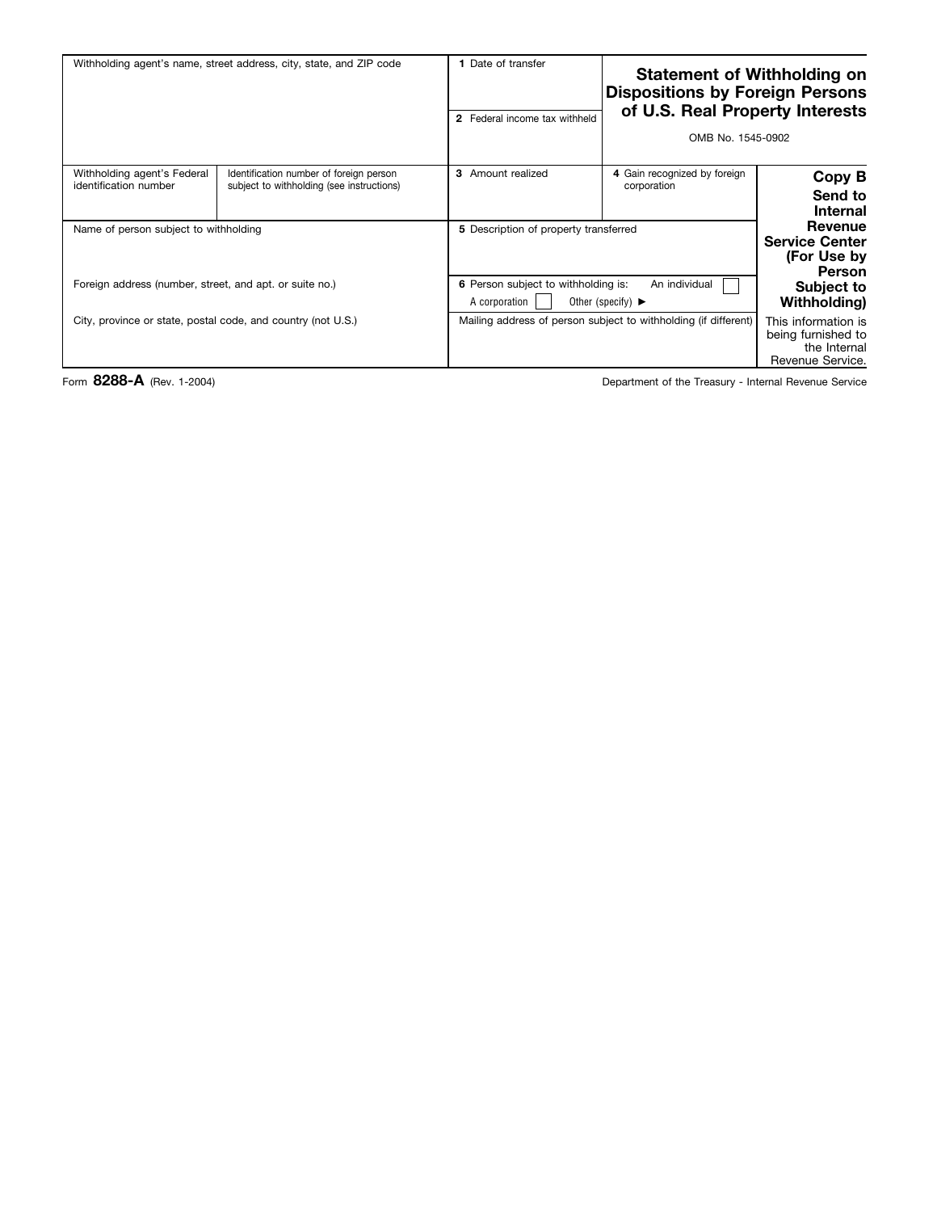# Statement of Withholding on Dispositions by Foreign Persons of U.S. Real Property Interests

OMB No. 1545-0902

| Withholding agent's name, street address, city, state, and ZIP code | | 1 Date of transfer | | **Copy B** |
|---|---|---|---|---|
| | | 2 Federal income tax withheld | | **Send to Internal Revenue Service Center (For Use by Person Subject to Withholding)** |
| Withholding agent's Federal identification number | Identification number of foreign person subject to withholding (see instructions) | 3 Amount realized | 4 Gain recognized by foreign corporation | |
| Name of person subject to withholding | | 5 Description of property transferred | | |
| Foreign address (number, street, and apt. or suite no.) | | 6 Person subject to withholding is: An individual ☐ A corporation ☐ Other (specify) ► | | |
| City, province or state, postal code, and country (not U.S.) | | Mailing address of person subject to withholding (if different) | | This information is being furnished to the Internal Revenue Service. |

Form **8288-A** (Rev. 1-2004)

Department of the Treasury - Internal Revenue Service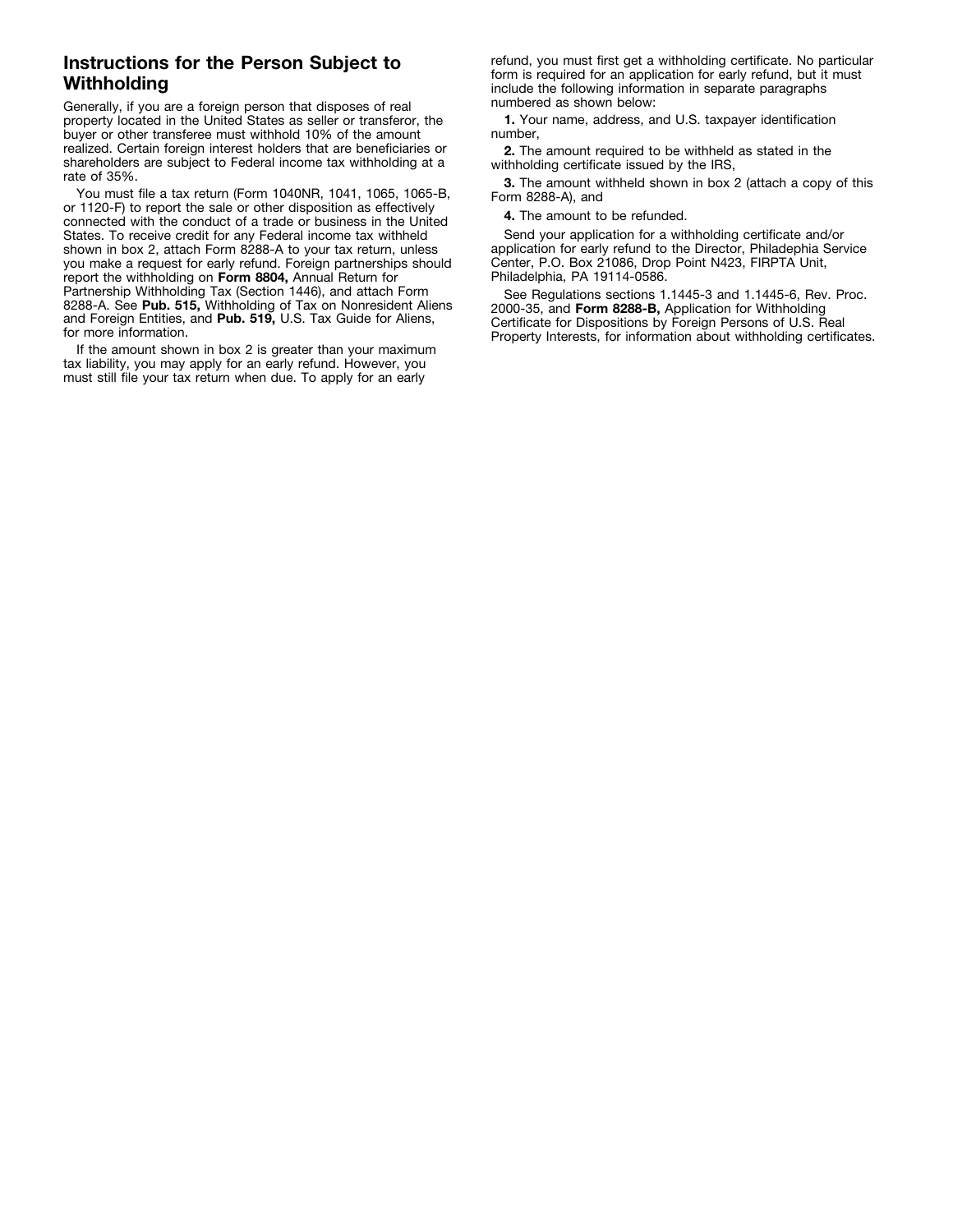## Instructions for the Person Subject to Withholding

Generally, if you are a foreign person that disposes of real property located in the United States as seller or transferor, the buyer or other transferee must withhold 10% of the amount realized. Certain foreign interest holders that are beneficiaries or shareholders are subject to Federal income tax withholding at a rate of 35%.

You must file a tax return (Form 1040NR, 1041, 1065, 1065-B, or 1120-F) to report the sale or other disposition as effectively connected with the conduct of a trade or business in the United States. To receive credit for any Federal income tax withheld shown in box 2, attach Form 8288-A to your tax return, unless you make a request for early refund. Foreign partnerships should report the withholding on **Form 8804,** Annual Return for Partnership Withholding Tax (Section 1446), and attach Form 8288-A. See **Pub. 515,** Withholding of Tax on Nonresident Aliens and Foreign Entities, and **Pub. 519,** U.S. Tax Guide for Aliens, for more information.

If the amount shown in box 2 is greater than your maximum tax liability, you may apply for an early refund. However, you must still file your tax return when due. To apply for an early refund, you must first get a withholding certificate. No particular form is required for an application for early refund, but it must include the following information in separate paragraphs numbered as shown below:

**1.** Your name, address, and U.S. taxpayer identification number,

**2.** The amount required to be withheld as stated in the withholding certificate issued by the IRS,

**3.** The amount withheld shown in box 2 (attach a copy of this Form 8288-A), and

**4.** The amount to be refunded.

Send your application for a withholding certificate and/or application for early refund to the Director, Philadephia Service Center, P.O. Box 21086, Drop Point N423, FIRPTA Unit, Philadelphia, PA 19114-0586.

See Regulations sections 1.1445-3 and 1.1445-6, Rev. Proc. 2000-35, and **Form 8288-B,** Application for Withholding Certificate for Dispositions by Foreign Persons of U.S. Real Property Interests, for information about withholding certificates.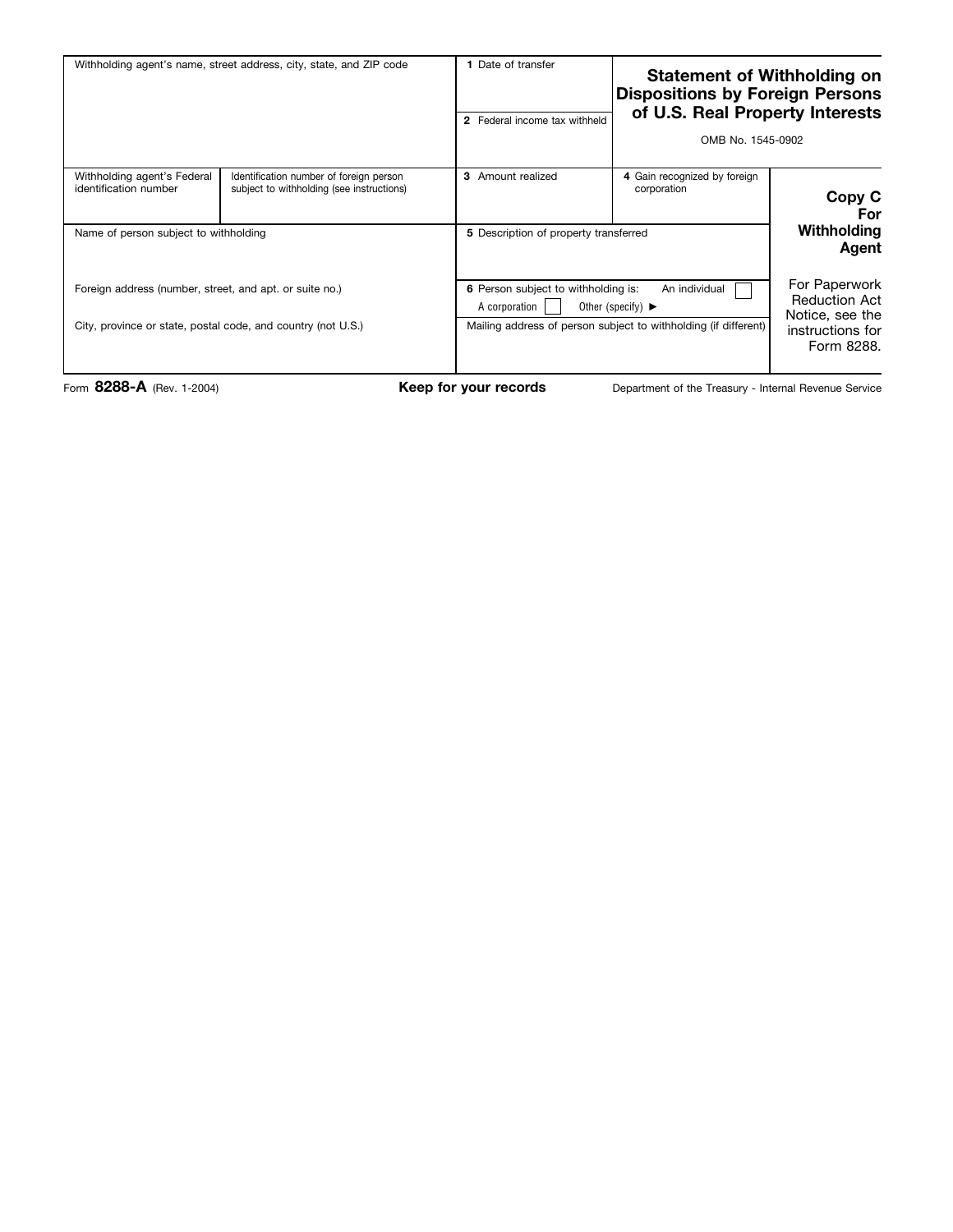| Withholding agent's name, street address, city, state, and ZIP code | | 1 Date of transfer | **Statement of Withholding on Dispositions by Foreign Persons of U.S. Real Property Interests** | |
|---|---|---|---|---|
| | | 2 Federal income tax withheld | OMB No. 1545-0902 | |
| Withholding agent's Federal identification number | Identification number of foreign person subject to withholding (see instructions) | 3 Amount realized | 4 Gain recognized by foreign corporation | **Copy C For Withholding Agent** |
| Name of person subject to withholding | | 5 Description of property transferred | | |
| Foreign address (number, street, and apt. or suite no.) | | 6 Person subject to withholding is: An individual ☐ A corporation ☐ Other (specify) ► | | For Paperwork Reduction Act Notice, see the instructions for Form 8288. |
| City, province or state, postal code, and country (not U.S.) | | Mailing address of person subject to withholding (if different) | | |

Form **8288-A** (Rev. 1-2004) **Keep for your records** Department of the Treasury - Internal Revenue Service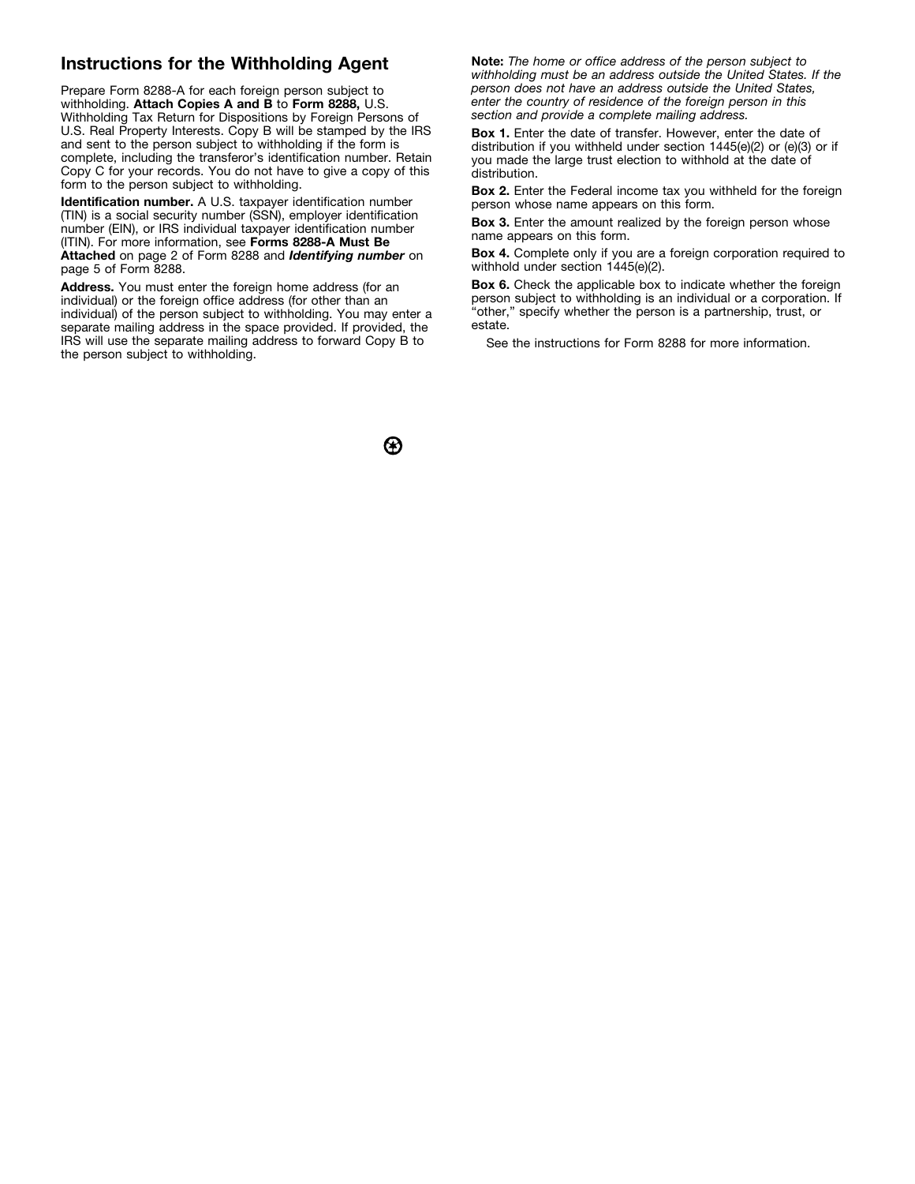## Instructions for the Withholding Agent

Prepare Form 8288-A for each foreign person subject to withholding. **Attach Copies A and B** to **Form 8288,** U.S. Withholding Tax Return for Dispositions by Foreign Persons of U.S. Real Property Interests. Copy B will be stamped by the IRS and sent to the person subject to withholding if the form is complete, including the transferor's identification number. Retain Copy C for your records. You do not have to give a copy of this form to the person subject to withholding.

**Identification number.** A U.S. taxpayer identification number (TIN) is a social security number (SSN), employer identification number (EIN), or IRS individual taxpayer identification number (ITIN). For more information, see **Forms 8288-A Must Be Attached** on page 2 of Form 8288 and ***Identifying number*** on page 5 of Form 8288.

**Address.** You must enter the foreign home address (for an individual) or the foreign office address (for other than an individual) of the person subject to withholding. You may enter a separate mailing address in the space provided. If provided, the IRS will use the separate mailing address to forward Copy B to the person subject to withholding.

**Note:** *The home or office address of the person subject to withholding must be an address outside the United States. If the person does not have an address outside the United States, enter the country of residence of the foreign person in this section and provide a complete mailing address.*

**Box 1.** Enter the date of transfer. However, enter the date of distribution if you withheld under section 1445(e)(2) or (e)(3) or if you made the large trust election to withhold at the date of distribution.

**Box 2.** Enter the Federal income tax you withheld for the foreign person whose name appears on this form.

**Box 3.** Enter the amount realized by the foreign person whose name appears on this form.

**Box 4.** Complete only if you are a foreign corporation required to withhold under section 1445(e)(2).

**Box 6.** Check the applicable box to indicate whether the foreign person subject to withholding is an individual or a corporation. If "other," specify whether the person is a partnership, trust, or estate.

See the instructions for Form 8288 for more information.